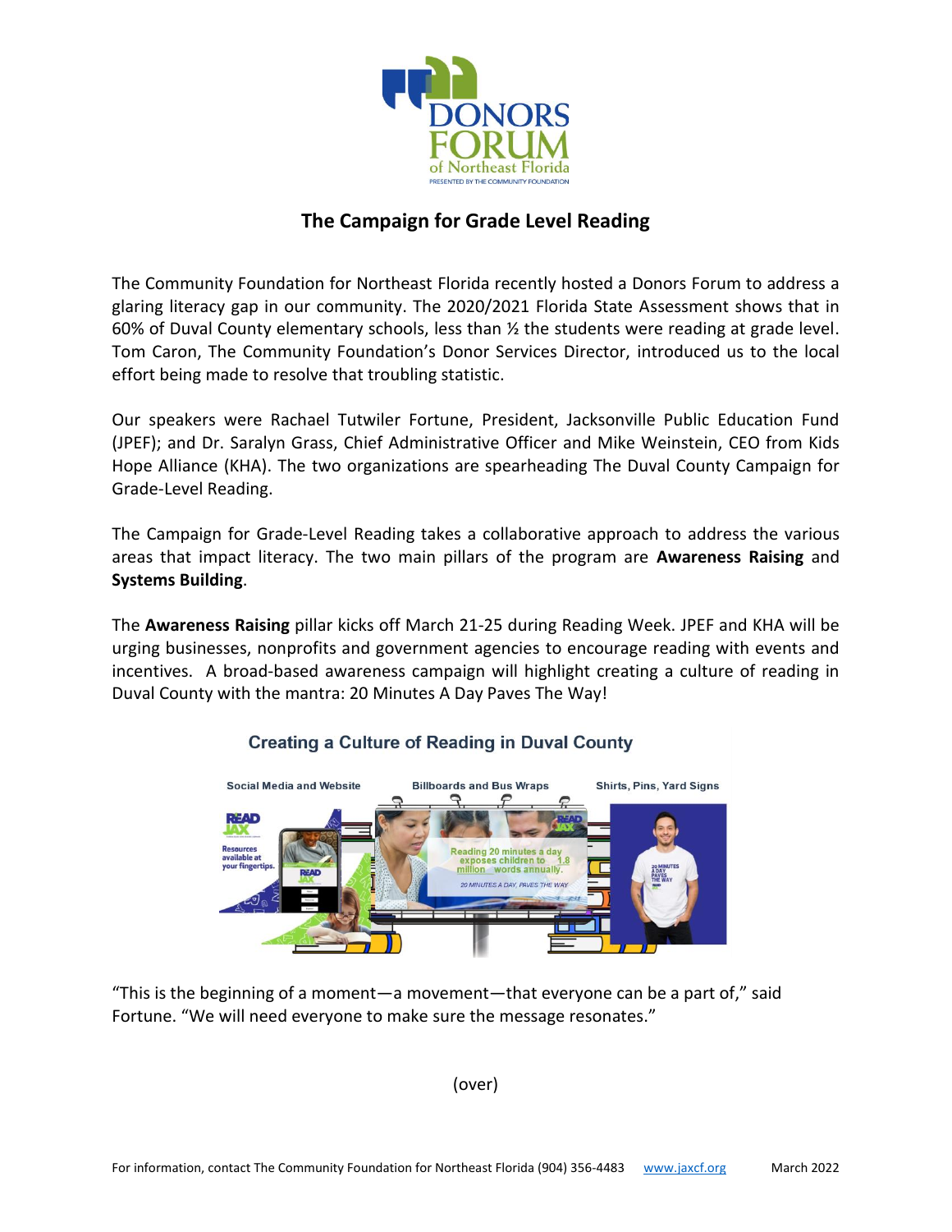# The Campaign for Grade Level Reading

The Community Foundation for Northeast Florida recently hosted a Donors Forum to address a glaring literacy gap in our community. The 2020/2021 Florida State Assessment shows that in 60% of Duval County elementary schools, less than ½ the students were reading at grade level. Tom Caron, The Community Foundation's Donor Services Director, introduced us to the local effort being made to resolve that troubling statistic.

Our speakers were Rachael Tutwiler Fortune, President, Jacksonville Public Education Fund (JPEF); and Dr. Saralyn Grass, Chief Administrative Officer and Mike Weinstein, CEO from Kids Hope Alliance (KHA). The two organizations are spearheading The Duval County Campaign for Grade-Level Reading.

The Campaign for Grade-Level Reading takes a collaborative approach to address the various areas that impact literacy. The two main pillars of the program are **Awareness Raising** and **Systems Building**.

The **Awareness Raising** pillar kicks off March 21-25 during Reading Week. JPEF and KHA will be urging businesses, nonprofits and government agencies to encourage reading with events and incentives. A broad-based awareness campaign will highlight creating a culture of reading in Duval County with the mantra: 20 Minutes A Day Paves The Way!

"This is the beginning of a moment—a movement—that everyone can be a part of," said Fortune. "We will need everyone to make sure the message resonates."

(over)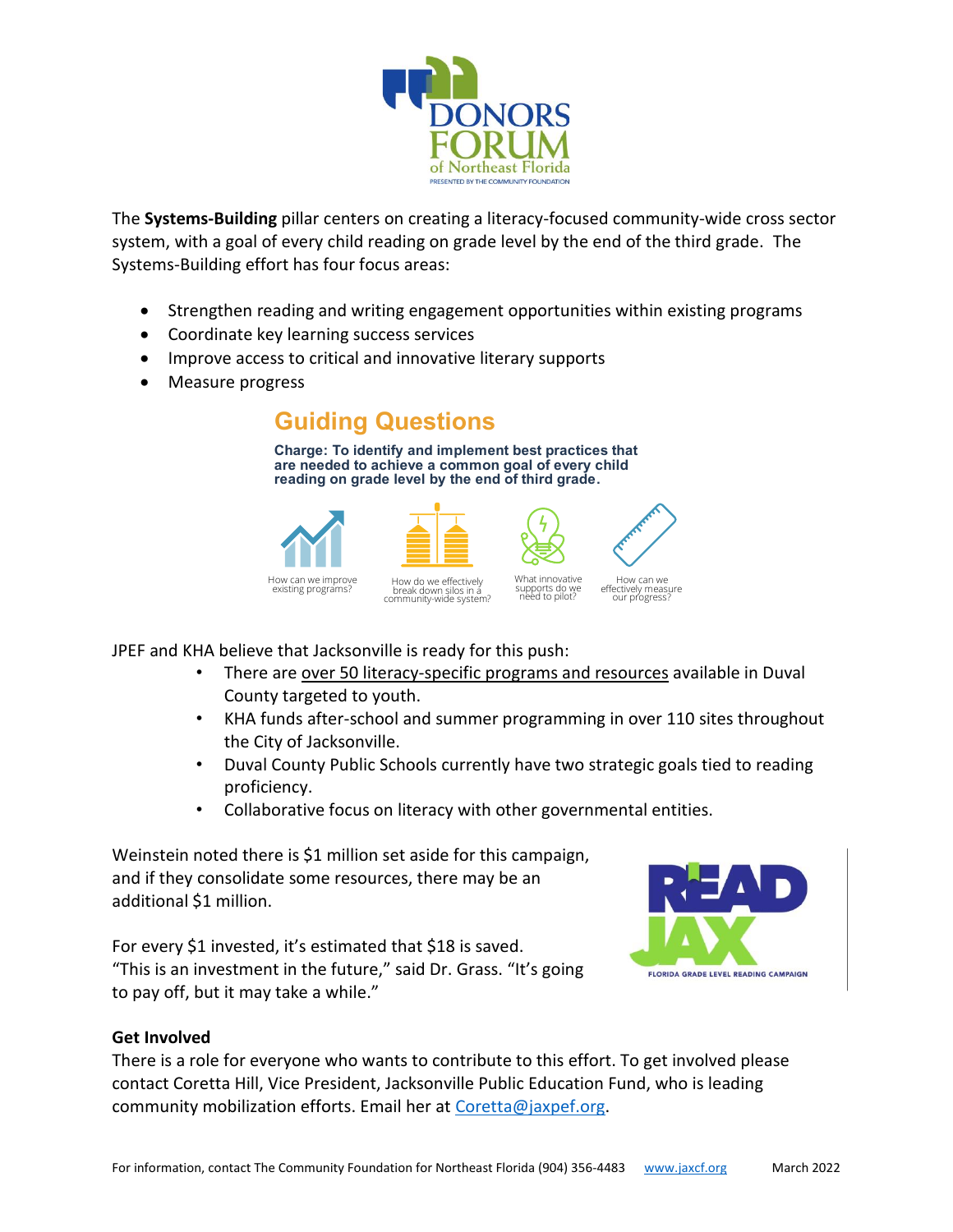The **Systems-Building** pillar centers on creating a literacy-focused community-wide cross sector system, with a goal of every child reading on grade level by the end of the third grade. The Systems-Building effort has four focus areas:

- Strengthen reading and writing engagement opportunities within existing programs
- Coordinate key learning success services
- Improve access to critical and innovative literary supports
- Measure progress

## Guiding Questions

**Charge: To identify and implement best practices that are needed to achieve a common goal of every child reading on grade level by the end of third grade.**

How can we improve existing programs?

How do we effectively break down silos in a community-wide system?

What innovative supports do we need to pilot?

How can we effectively measure our progress?

JPEF and KHA believe that Jacksonville is ready for this push:

- There are over 50 literacy-specific programs and resources available in Duval County targeted to youth.
- KHA funds after-school and summer programming in over 110 sites throughout the City of Jacksonville.
- Duval County Public Schools currently have two strategic goals tied to reading proficiency.
- Collaborative focus on literacy with other governmental entities.

Weinstein noted there is $1 million set aside for this campaign, and if they consolidate some resources, there may be an additional $1 million.

For every $1 invested, it's estimated that $18 is saved. "This is an investment in the future," said Dr. Grass. "It's going to pay off, but it may take a while."

READ JAX

FLORIDA GRADE LEVEL READING CAMPAIGN

**Get Involved**

There is a role for everyone who wants to contribute to this effort. To get involved please contact Coretta Hill, Vice President, Jacksonville Public Education Fund, who is leading community mobilization efforts. Email her at Coretta@jaxpef.org.

For information, contact The Community Foundation for Northeast Florida (904) 356-4483 www.jaxcf.org March 2022